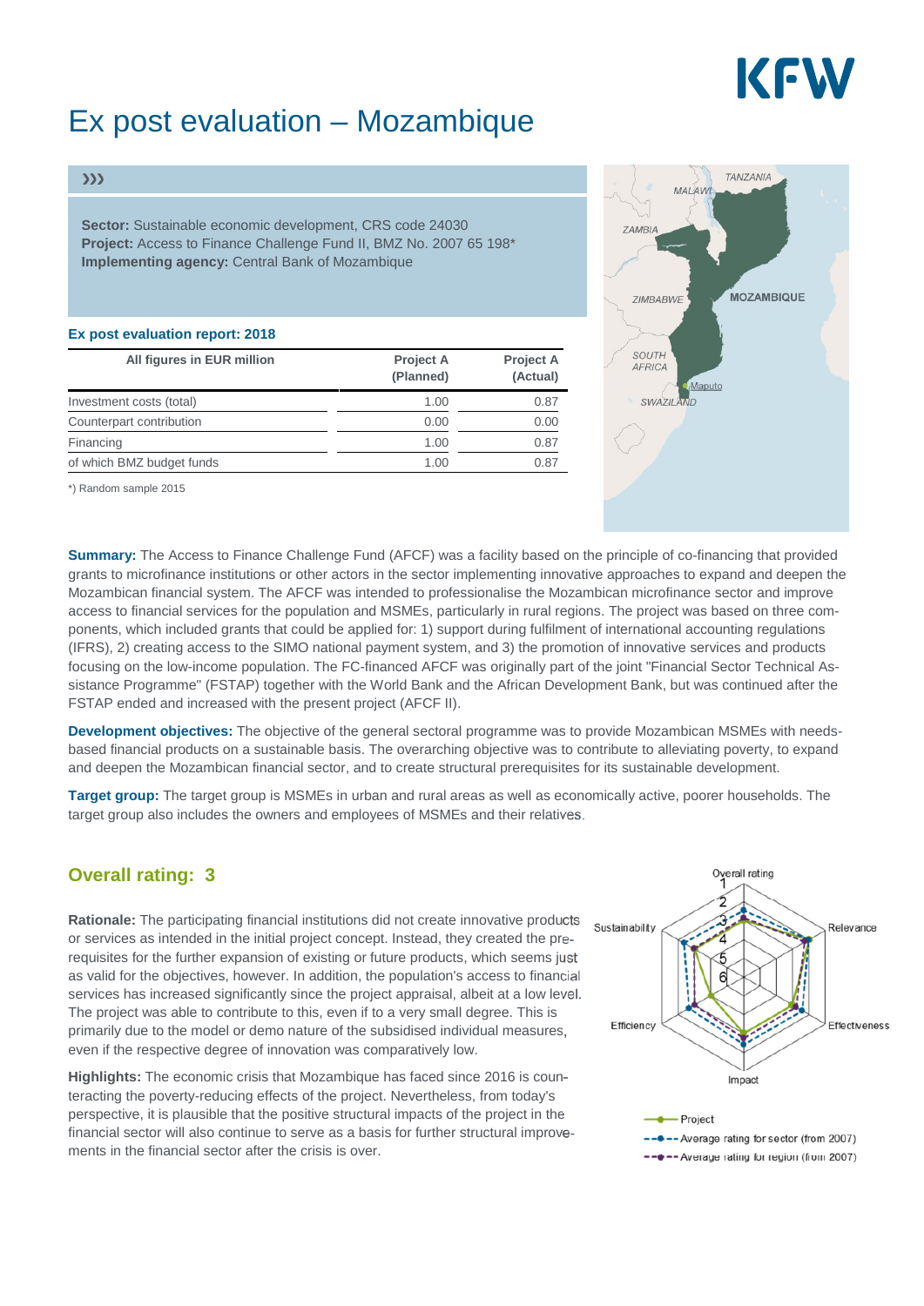# Ex post evaluation – Mozambique

**Sector:** Sustainable economic development, CRS code 24030
**Project:** Access to Finance Challenge Fund II, BMZ No. 2007 65 198*
**Implementing agency:** Central Bank of Mozambique

### Ex post evaluation report: 2018

| All figures in EUR million | Project A (Planned) | Project A (Actual) |
|---|---|---|
| Investment costs (total) | 1.00 | 0.87 |
| Counterpart contribution | 0.00 | 0.00 |
| Financing | 1.00 | 0.87 |
| of which BMZ budget funds | 1.00 | 0.87 |

*) Random sample 2015

**Summary:** The Access to Finance Challenge Fund (AFCF) was a facility based on the principle of co-financing that provided grants to microfinance institutions or other actors in the sector implementing innovative approaches to expand and deepen the Mozambican financial system. The AFCF was intended to professionalise the Mozambican microfinance sector and improve access to financial services for the population and MSMEs, particularly in rural regions. The project was based on three components, which included grants that could be applied for: 1) support during fulfilment of international accounting regulations (IFRS), 2) creating access to the SIMO national payment system, and 3) the promotion of innovative services and products focusing on the low-income population. The FC-financed AFCF was originally part of the joint "Financial Sector Technical Assistance Programme" (FSTAP) together with the World Bank and the African Development Bank, but was continued after the FSTAP ended and increased with the present project (AFCF II).

**Development objectives:** The objective of the general sectoral programme was to provide Mozambican MSMEs with needs-based financial products on a sustainable basis. The overarching objective was to contribute to alleviating poverty, to expand and deepen the Mozambican financial sector, and to create structural prerequisites for its sustainable development.

**Target group:** The target group is MSMEs in urban and rural areas as well as economically active, poorer households. The target group also includes the owners and employees of MSMEs and their relatives.

## Overall rating: 3

**Rationale:** The participating financial institutions did not create innovative products or services as intended in the initial project concept. Instead, they created the prerequisites for the further expansion of existing or future products, which seems just as valid for the objectives, however. In addition, the population's access to financial services has increased significantly since the project appraisal, albeit at a low level. The project was able to contribute to this, even if to a very small degree. This is primarily due to the model or demo nature of the subsidised individual measures, even if the respective degree of innovation was comparatively low.

**Highlights:** The economic crisis that Mozambique has faced since 2016 is counteracting the poverty-reducing effects of the project. Nevertheless, from today's perspective, it is plausible that the positive structural impacts of the project in the financial sector will also continue to serve as a basis for further structural improvements in the financial sector after the crisis is over.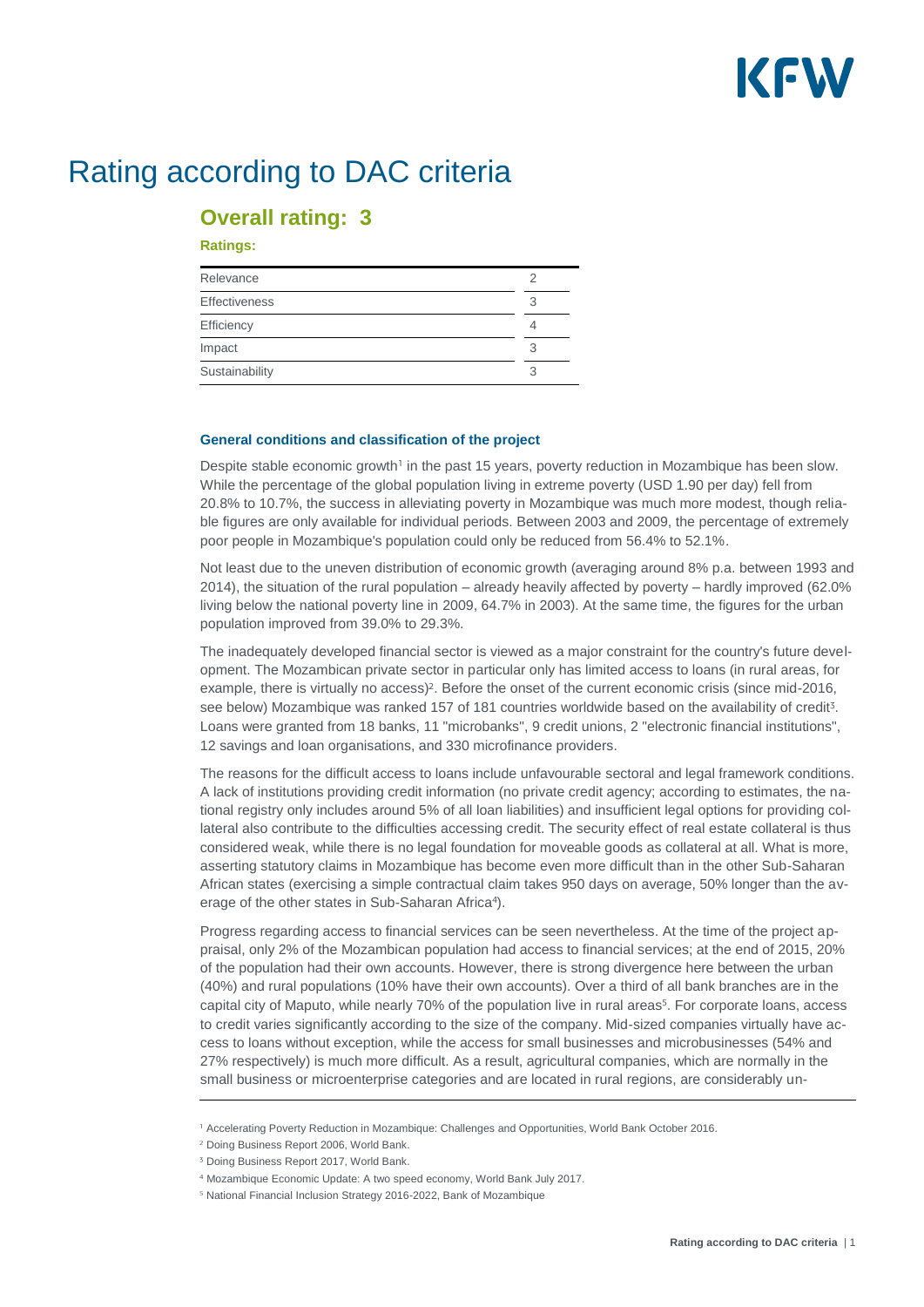# Rating according to DAC criteria

## Overall rating: 3

**Ratings:**

| | |
|---|---|
| Relevance | 2 |
| Effectiveness | 3 |
| Efficiency | 4 |
| Impact | 3 |
| Sustainability | 3 |

### General conditions and classification of the project

Despite stable economic growth[1] in the past 15 years, poverty reduction in Mozambique has been slow. While the percentage of the global population living in extreme poverty (USD 1.90 per day) fell from 20.8% to 10.7%, the success in alleviating poverty in Mozambique was much more modest, though reliable figures are only available for individual periods. Between 2003 and 2009, the percentage of extremely poor people in Mozambique's population could only be reduced from 56.4% to 52.1%.

Not least due to the uneven distribution of economic growth (averaging around 8% p.a. between 1993 and 2014), the situation of the rural population – already heavily affected by poverty – hardly improved (62.0% living below the national poverty line in 2009, 64.7% in 2003). At the same time, the figures for the urban population improved from 39.0% to 29.3%.

The inadequately developed financial sector is viewed as a major constraint for the country's future development. The Mozambican private sector in particular only has limited access to loans (in rural areas, for example, there is virtually no access)[2]. Before the onset of the current economic crisis (since mid-2016, see below) Mozambique was ranked 157 of 181 countries worldwide based on the availability of credit[3]. Loans were granted from 18 banks, 11 "microbanks", 9 credit unions, 2 "electronic financial institutions", 12 savings and loan organisations, and 330 microfinance providers.

The reasons for the difficult access to loans include unfavourable sectoral and legal framework conditions. A lack of institutions providing credit information (no private credit agency; according to estimates, the national registry only includes around 5% of all loan liabilities) and insufficient legal options for providing collateral also contribute to the difficulties accessing credit. The security effect of real estate collateral is thus considered weak, while there is no legal foundation for moveable goods as collateral at all. What is more, asserting statutory claims in Mozambique has become even more difficult than in the other Sub-Saharan African states (exercising a simple contractual claim takes 950 days on average, 50% longer than the average of the other states in Sub-Saharan Africa[4]).

Progress regarding access to financial services can be seen nevertheless. At the time of the project appraisal, only 2% of the Mozambican population had access to financial services; at the end of 2015, 20% of the population had their own accounts. However, there is strong divergence here between the urban (40%) and rural populations (10% have their own accounts). Over a third of all bank branches are in the capital city of Maputo, while nearly 70% of the population live in rural areas[5]. For corporate loans, access to credit varies significantly according to the size of the company. Mid-sized companies virtually have access to loans without exception, while the access for small businesses and microbusinesses (54% and 27% respectively) is much more difficult. As a result, agricultural companies, which are normally in the small business or microenterprise categories and are located in rural regions, are considerably un-

---

[1] Accelerating Poverty Reduction in Mozambique: Challenges and Opportunities, World Bank October 2016.

[2] Doing Business Report 2006, World Bank.

[3] Doing Business Report 2017, World Bank.

[4] Mozambique Economic Update: A two speed economy, World Bank July 2017.

[5] National Financial Inclusion Strategy 2016-2022, Bank of Mozambique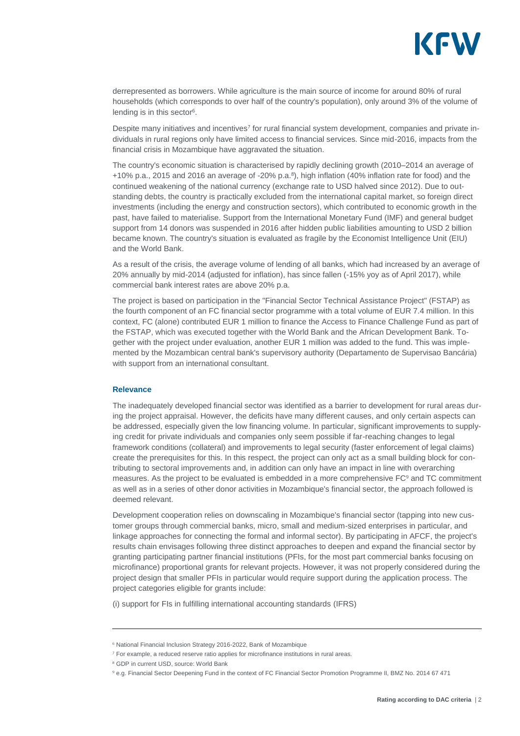derrepresented as borrowers. While agriculture is the main source of income for around 80% of rural households (which corresponds to over half of the country's population), only around 3% of the volume of lending is in this sector[6].

Despite many initiatives and incentives[7] for rural financial system development, companies and private individuals in rural regions only have limited access to financial services. Since mid-2016, impacts from the financial crisis in Mozambique have aggravated the situation.

The country's economic situation is characterised by rapidly declining growth (2010–2014 an average of +10% p.a., 2015 and 2016 an average of -20% p.a.[8]), high inflation (40% inflation rate for food) and the continued weakening of the national currency (exchange rate to USD halved since 2012). Due to outstanding debts, the country is practically excluded from the international capital market, so foreign direct investments (including the energy and construction sectors), which contributed to economic growth in the past, have failed to materialise. Support from the International Monetary Fund (IMF) and general budget support from 14 donors was suspended in 2016 after hidden public liabilities amounting to USD 2 billion became known. The country's situation is evaluated as fragile by the Economist Intelligence Unit (EIU) and the World Bank.

As a result of the crisis, the average volume of lending of all banks, which had increased by an average of 20% annually by mid-2014 (adjusted for inflation), has since fallen (-15% yoy as of April 2017), while commercial bank interest rates are above 20% p.a.

The project is based on participation in the "Financial Sector Technical Assistance Project" (FSTAP) as the fourth component of an FC financial sector programme with a total volume of EUR 7.4 million. In this context, FC (alone) contributed EUR 1 million to finance the Access to Finance Challenge Fund as part of the FSTAP, which was executed together with the World Bank and the African Development Bank. Together with the project under evaluation, another EUR 1 million was added to the fund. This was implemented by the Mozambican central bank's supervisory authority (Departamento de Supervisao Bancária) with support from an international consultant.

### Relevance

The inadequately developed financial sector was identified as a barrier to development for rural areas during the project appraisal. However, the deficits have many different causes, and only certain aspects can be addressed, especially given the low financing volume. In particular, significant improvements to supplying credit for private individuals and companies only seem possible if far-reaching changes to legal framework conditions (collateral) and improvements to legal security (faster enforcement of legal claims) create the prerequisites for this. In this respect, the project can only act as a small building block for contributing to sectoral improvements and, in addition can only have an impact in line with overarching measures. As the project to be evaluated is embedded in a more comprehensive FC[9] and TC commitment as well as in a series of other donor activities in Mozambique's financial sector, the approach followed is deemed relevant.

Development cooperation relies on downscaling in Mozambique's financial sector (tapping into new customer groups through commercial banks, micro, small and medium-sized enterprises in particular, and linkage approaches for connecting the formal and informal sector). By participating in AFCF, the project's results chain envisages following three distinct approaches to deepen and expand the financial sector by granting participating partner financial institutions (PFIs, for the most part commercial banks focusing on microfinance) proportional grants for relevant projects. However, it was not properly considered during the project design that smaller PFIs in particular would require support during the application process. The project categories eligible for grants include:

(i) support for FIs in fulfilling international accounting standards (IFRS)

---

[6] National Financial Inclusion Strategy 2016-2022, Bank of Mozambique

[7] For example, a reduced reserve ratio applies for microfinance institutions in rural areas.

[8] GDP in current USD, source: World Bank

[9] e.g. Financial Sector Deepening Fund in the context of FC Financial Sector Promotion Programme II, BMZ No. 2014 67 471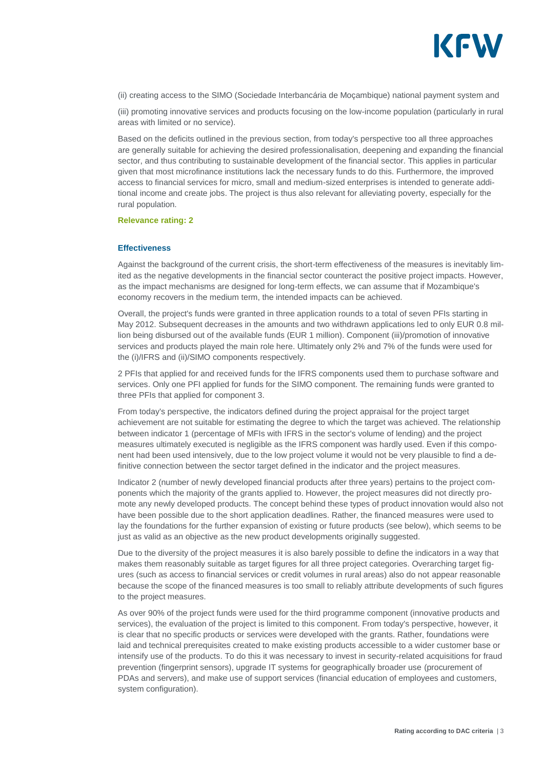(ii) creating access to the SIMO (Sociedade Interbancária de Moçambique) national payment system and

(iii) promoting innovative services and products focusing on the low-income population (particularly in rural areas with limited or no service).

Based on the deficits outlined in the previous section, from today's perspective too all three approaches are generally suitable for achieving the desired professionalisation, deepening and expanding the financial sector, and thus contributing to sustainable development of the financial sector. This applies in particular given that most microfinance institutions lack the necessary funds to do this. Furthermore, the improved access to financial services for micro, small and medium-sized enterprises is intended to generate additional income and create jobs. The project is thus also relevant for alleviating poverty, especially for the rural population.

**Relevance rating: 2**

### Effectiveness

Against the background of the current crisis, the short-term effectiveness of the measures is inevitably limited as the negative developments in the financial sector counteract the positive project impacts. However, as the impact mechanisms are designed for long-term effects, we can assume that if Mozambique's economy recovers in the medium term, the intended impacts can be achieved.

Overall, the project's funds were granted in three application rounds to a total of seven PFIs starting in May 2012. Subsequent decreases in the amounts and two withdrawn applications led to only EUR 0.8 million being disbursed out of the available funds (EUR 1 million). Component (iii)/promotion of innovative services and products played the main role here. Ultimately only 2% and 7% of the funds were used for the (i)/IFRS and (ii)/SIMO components respectively.

2 PFIs that applied for and received funds for the IFRS components used them to purchase software and services. Only one PFI applied for funds for the SIMO component. The remaining funds were granted to three PFIs that applied for component 3.

From today's perspective, the indicators defined during the project appraisal for the project target achievement are not suitable for estimating the degree to which the target was achieved. The relationship between indicator 1 (percentage of MFIs with IFRS in the sector's volume of lending) and the project measures ultimately executed is negligible as the IFRS component was hardly used. Even if this component had been used intensively, due to the low project volume it would not be very plausible to find a definitive connection between the sector target defined in the indicator and the project measures.

Indicator 2 (number of newly developed financial products after three years) pertains to the project components which the majority of the grants applied to. However, the project measures did not directly promote any newly developed products. The concept behind these types of product innovation would also not have been possible due to the short application deadlines. Rather, the financed measures were used to lay the foundations for the further expansion of existing or future products (see below), which seems to be just as valid as an objective as the new product developments originally suggested.

Due to the diversity of the project measures it is also barely possible to define the indicators in a way that makes them reasonably suitable as target figures for all three project categories. Overarching target figures (such as access to financial services or credit volumes in rural areas) also do not appear reasonable because the scope of the financed measures is too small to reliably attribute developments of such figures to the project measures.

As over 90% of the project funds were used for the third programme component (innovative products and services), the evaluation of the project is limited to this component. From today's perspective, however, it is clear that no specific products or services were developed with the grants. Rather, foundations were laid and technical prerequisites created to make existing products accessible to a wider customer base or intensify use of the products. To do this it was necessary to invest in security-related acquisitions for fraud prevention (fingerprint sensors), upgrade IT systems for geographically broader use (procurement of PDAs and servers), and make use of support services (financial education of employees and customers, system configuration).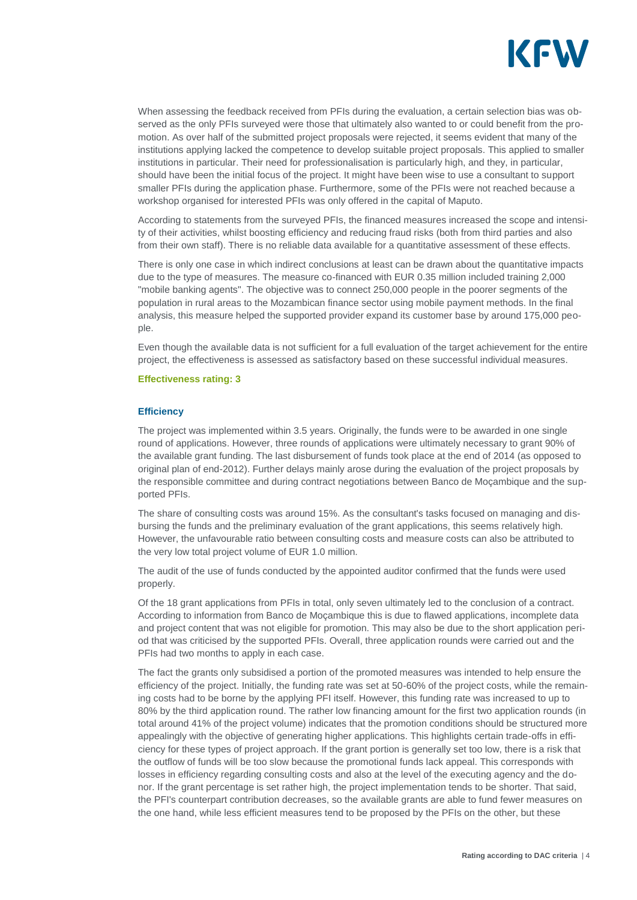When assessing the feedback received from PFIs during the evaluation, a certain selection bias was observed as the only PFIs surveyed were those that ultimately also wanted to or could benefit from the promotion. As over half of the submitted project proposals were rejected, it seems evident that many of the institutions applying lacked the competence to develop suitable project proposals. This applied to smaller institutions in particular. Their need for professionalisation is particularly high, and they, in particular, should have been the initial focus of the project. It might have been wise to use a consultant to support smaller PFIs during the application phase. Furthermore, some of the PFIs were not reached because a workshop organised for interested PFIs was only offered in the capital of Maputo.

According to statements from the surveyed PFIs, the financed measures increased the scope and intensity of their activities, whilst boosting efficiency and reducing fraud risks (both from third parties and also from their own staff). There is no reliable data available for a quantitative assessment of these effects.

There is only one case in which indirect conclusions at least can be drawn about the quantitative impacts due to the type of measures. The measure co-financed with EUR 0.35 million included training 2,000 "mobile banking agents". The objective was to connect 250,000 people in the poorer segments of the population in rural areas to the Mozambican finance sector using mobile payment methods. In the final analysis, this measure helped the supported provider expand its customer base by around 175,000 people.

Even though the available data is not sufficient for a full evaluation of the target achievement for the entire project, the effectiveness is assessed as satisfactory based on these successful individual measures.

**Effectiveness rating: 3**

### Efficiency

The project was implemented within 3.5 years. Originally, the funds were to be awarded in one single round of applications. However, three rounds of applications were ultimately necessary to grant 90% of the available grant funding. The last disbursement of funds took place at the end of 2014 (as opposed to original plan of end-2012). Further delays mainly arose during the evaluation of the project proposals by the responsible committee and during contract negotiations between Banco de Moçambique and the supported PFIs.

The share of consulting costs was around 15%. As the consultant's tasks focused on managing and disbursing the funds and the preliminary evaluation of the grant applications, this seems relatively high. However, the unfavourable ratio between consulting costs and measure costs can also be attributed to the very low total project volume of EUR 1.0 million.

The audit of the use of funds conducted by the appointed auditor confirmed that the funds were used properly.

Of the 18 grant applications from PFIs in total, only seven ultimately led to the conclusion of a contract. According to information from Banco de Moçambique this is due to flawed applications, incomplete data and project content that was not eligible for promotion. This may also be due to the short application period that was criticised by the supported PFIs. Overall, three application rounds were carried out and the PFIs had two months to apply in each case.

The fact the grants only subsidised a portion of the promoted measures was intended to help ensure the efficiency of the project. Initially, the funding rate was set at 50-60% of the project costs, while the remaining costs had to be borne by the applying PFI itself. However, this funding rate was increased to up to 80% by the third application round. The rather low financing amount for the first two application rounds (in total around 41% of the project volume) indicates that the promotion conditions should be structured more appealingly with the objective of generating higher applications. This highlights certain trade-offs in efficiency for these types of project approach. If the grant portion is generally set too low, there is a risk that the outflow of funds will be too slow because the promotional funds lack appeal. This corresponds with losses in efficiency regarding consulting costs and also at the level of the executing agency and the donor. If the grant percentage is set rather high, the project implementation tends to be shorter. That said, the PFI's counterpart contribution decreases, so the available grants are able to fund fewer measures on the one hand, while less efficient measures tend to be proposed by the PFIs on the other, but these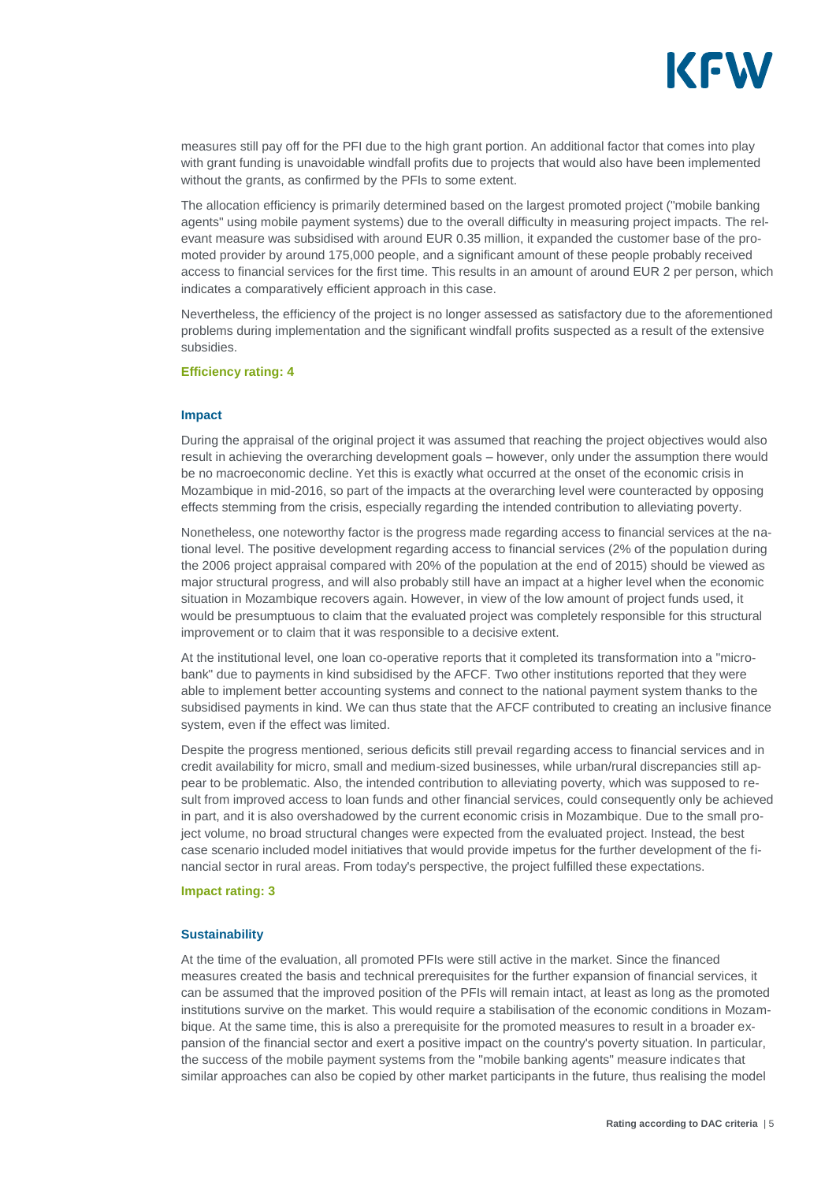measures still pay off for the PFI due to the high grant portion. An additional factor that comes into play with grant funding is unavoidable windfall profits due to projects that would also have been implemented without the grants, as confirmed by the PFIs to some extent.

The allocation efficiency is primarily determined based on the largest promoted project ("mobile banking agents" using mobile payment systems) due to the overall difficulty in measuring project impacts. The relevant measure was subsidised with around EUR 0.35 million, it expanded the customer base of the promoted provider by around 175,000 people, and a significant amount of these people probably received access to financial services for the first time. This results in an amount of around EUR 2 per person, which indicates a comparatively efficient approach in this case.

Nevertheless, the efficiency of the project is no longer assessed as satisfactory due to the aforementioned problems during implementation and the significant windfall profits suspected as a result of the extensive subsidies.

**Efficiency rating: 4**

### Impact

During the appraisal of the original project it was assumed that reaching the project objectives would also result in achieving the overarching development goals – however, only under the assumption there would be no macroeconomic decline. Yet this is exactly what occurred at the onset of the economic crisis in Mozambique in mid-2016, so part of the impacts at the overarching level were counteracted by opposing effects stemming from the crisis, especially regarding the intended contribution to alleviating poverty.

Nonetheless, one noteworthy factor is the progress made regarding access to financial services at the national level. The positive development regarding access to financial services (2% of the population during the 2006 project appraisal compared with 20% of the population at the end of 2015) should be viewed as major structural progress, and will also probably still have an impact at a higher level when the economic situation in Mozambique recovers again. However, in view of the low amount of project funds used, it would be presumptuous to claim that the evaluated project was completely responsible for this structural improvement or to claim that it was responsible to a decisive extent.

At the institutional level, one loan co-operative reports that it completed its transformation into a "microbank" due to payments in kind subsidised by the AFCF. Two other institutions reported that they were able to implement better accounting systems and connect to the national payment system thanks to the subsidised payments in kind. We can thus state that the AFCF contributed to creating an inclusive finance system, even if the effect was limited.

Despite the progress mentioned, serious deficits still prevail regarding access to financial services and in credit availability for micro, small and medium-sized businesses, while urban/rural discrepancies still appear to be problematic. Also, the intended contribution to alleviating poverty, which was supposed to result from improved access to loan funds and other financial services, could consequently only be achieved in part, and it is also overshadowed by the current economic crisis in Mozambique. Due to the small project volume, no broad structural changes were expected from the evaluated project. Instead, the best case scenario included model initiatives that would provide impetus for the further development of the financial sector in rural areas. From today's perspective, the project fulfilled these expectations.

**Impact rating: 3**

### Sustainability

At the time of the evaluation, all promoted PFIs were still active in the market. Since the financed measures created the basis and technical prerequisites for the further expansion of financial services, it can be assumed that the improved position of the PFIs will remain intact, at least as long as the promoted institutions survive on the market. This would require a stabilisation of the economic conditions in Mozambique. At the same time, this is also a prerequisite for the promoted measures to result in a broader expansion of the financial sector and exert a positive impact on the country's poverty situation. In particular, the success of the mobile payment systems from the "mobile banking agents" measure indicates that similar approaches can also be copied by other market participants in the future, thus realising the model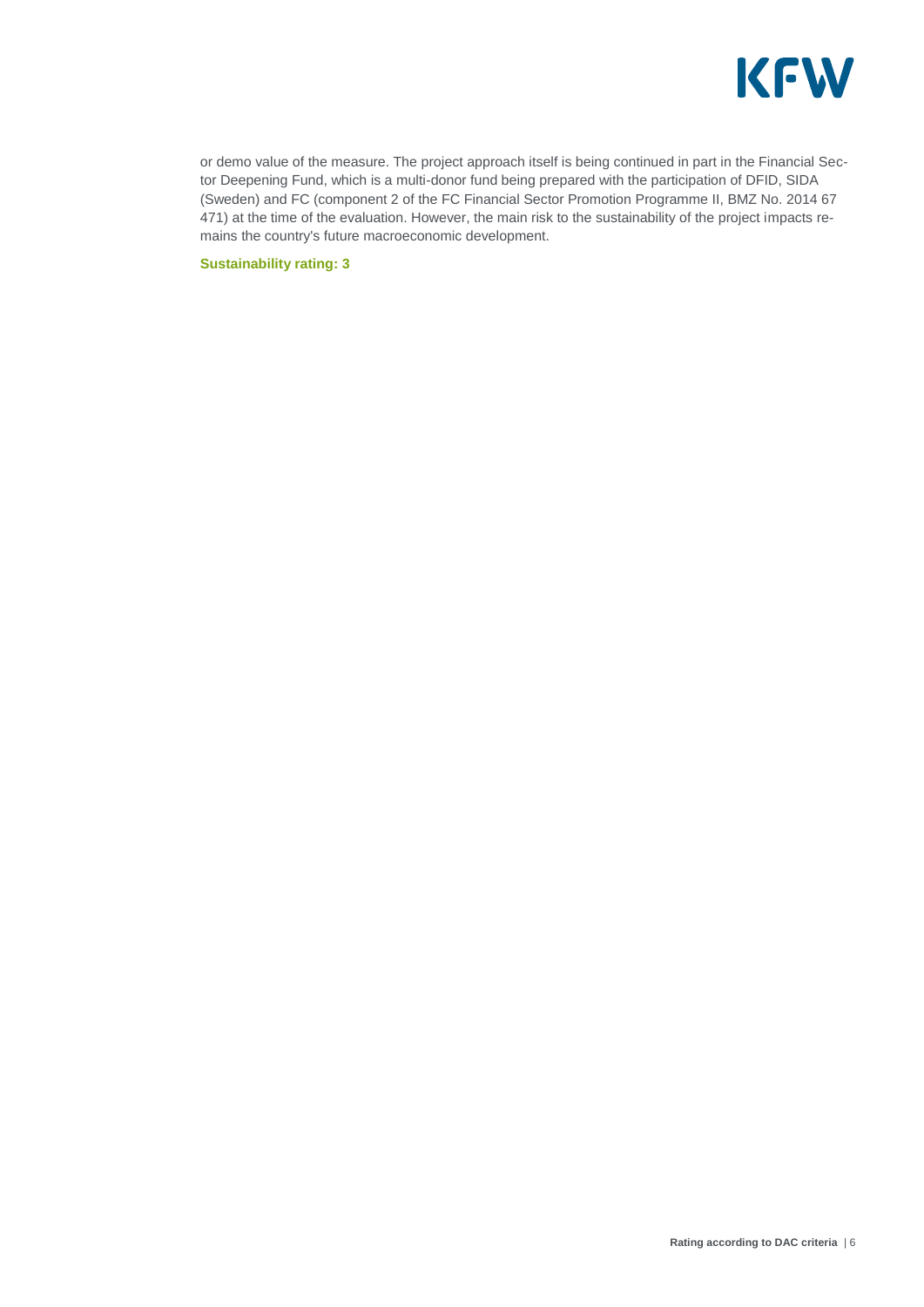or demo value of the measure. The project approach itself is being continued in part in the Financial Sector Deepening Fund, which is a multi-donor fund being prepared with the participation of DFID, SIDA (Sweden) and FC (component 2 of the FC Financial Sector Promotion Programme II, BMZ No. 2014 67 471) at the time of the evaluation. However, the main risk to the sustainability of the project impacts remains the country's future macroeconomic development.

**Sustainability rating: 3**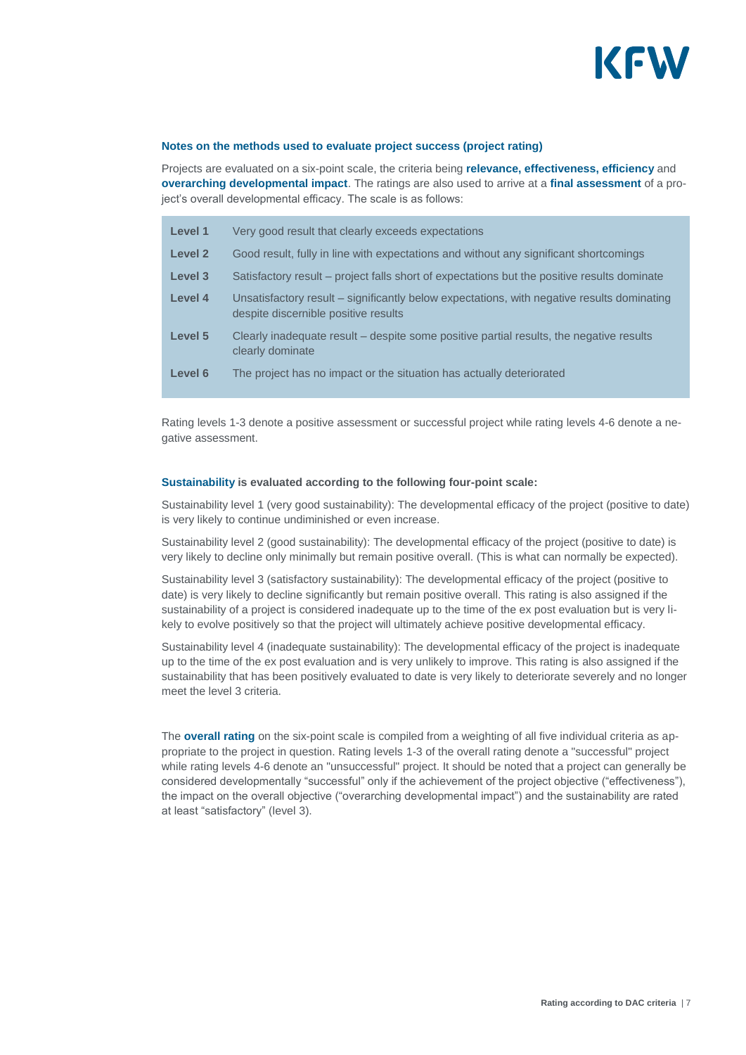### Notes on the methods used to evaluate project success (project rating)

Projects are evaluated on a six-point scale, the criteria being **relevance, effectiveness, efficiency** and **overarching developmental impact**. The ratings are also used to arrive at a **final assessment** of a project's overall developmental efficacy. The scale is as follows:

| | |
|---|---|
| **Level 1** | Very good result that clearly exceeds expectations |
| **Level 2** | Good result, fully in line with expectations and without any significant shortcomings |
| **Level 3** | Satisfactory result – project falls short of expectations but the positive results dominate |
| **Level 4** | Unsatisfactory result – significantly below expectations, with negative results dominating despite discernible positive results |
| **Level 5** | Clearly inadequate result – despite some positive partial results, the negative results clearly dominate |
| **Level 6** | The project has no impact or the situation has actually deteriorated |

Rating levels 1-3 denote a positive assessment or successful project while rating levels 4-6 denote a negative assessment.

**Sustainability is evaluated according to the following four-point scale:**

Sustainability level 1 (very good sustainability): The developmental efficacy of the project (positive to date) is very likely to continue undiminished or even increase.

Sustainability level 2 (good sustainability): The developmental efficacy of the project (positive to date) is very likely to decline only minimally but remain positive overall. (This is what can normally be expected).

Sustainability level 3 (satisfactory sustainability): The developmental efficacy of the project (positive to date) is very likely to decline significantly but remain positive overall. This rating is also assigned if the sustainability of a project is considered inadequate up to the time of the ex post evaluation but is very likely to evolve positively so that the project will ultimately achieve positive developmental efficacy.

Sustainability level 4 (inadequate sustainability): The developmental efficacy of the project is inadequate up to the time of the ex post evaluation and is very unlikely to improve. This rating is also assigned if the sustainability that has been positively evaluated to date is very likely to deteriorate severely and no longer meet the level 3 criteria.

The **overall rating** on the six-point scale is compiled from a weighting of all five individual criteria as appropriate to the project in question. Rating levels 1-3 of the overall rating denote a "successful" project while rating levels 4-6 denote an "unsuccessful" project. It should be noted that a project can generally be considered developmentally "successful" only if the achievement of the project objective ("effectiveness"), the impact on the overall objective ("overarching developmental impact") and the sustainability are rated at least "satisfactory" (level 3).